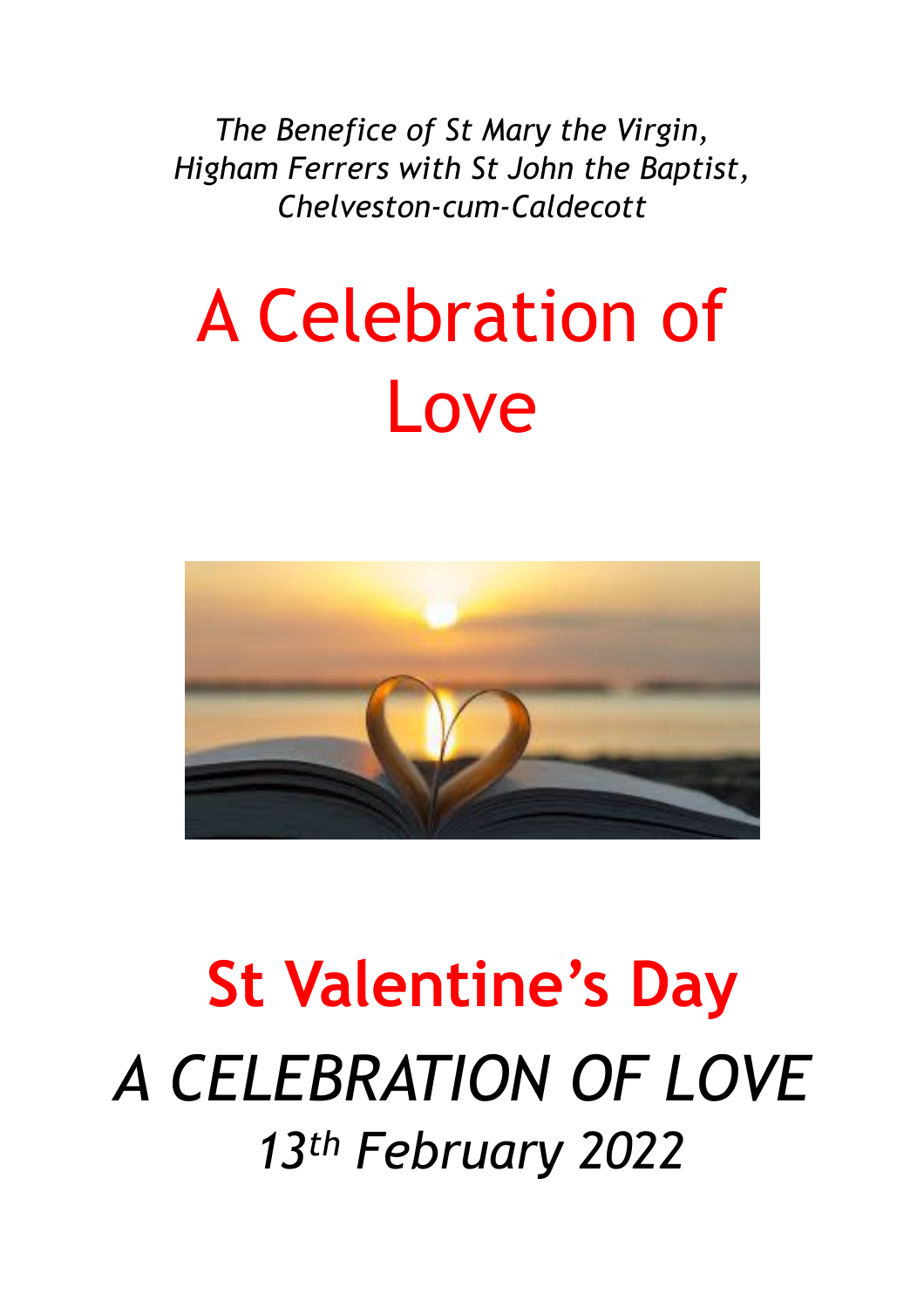*The Benefice of St Mary the Virgin, Higham Ferrers with St John the Baptist, Chelveston-cum-Caldecott*

# A Celebration of Love

# **St Valentine's Day**

## *A CELEBRATION OF LOVE*

### *13th February 2022*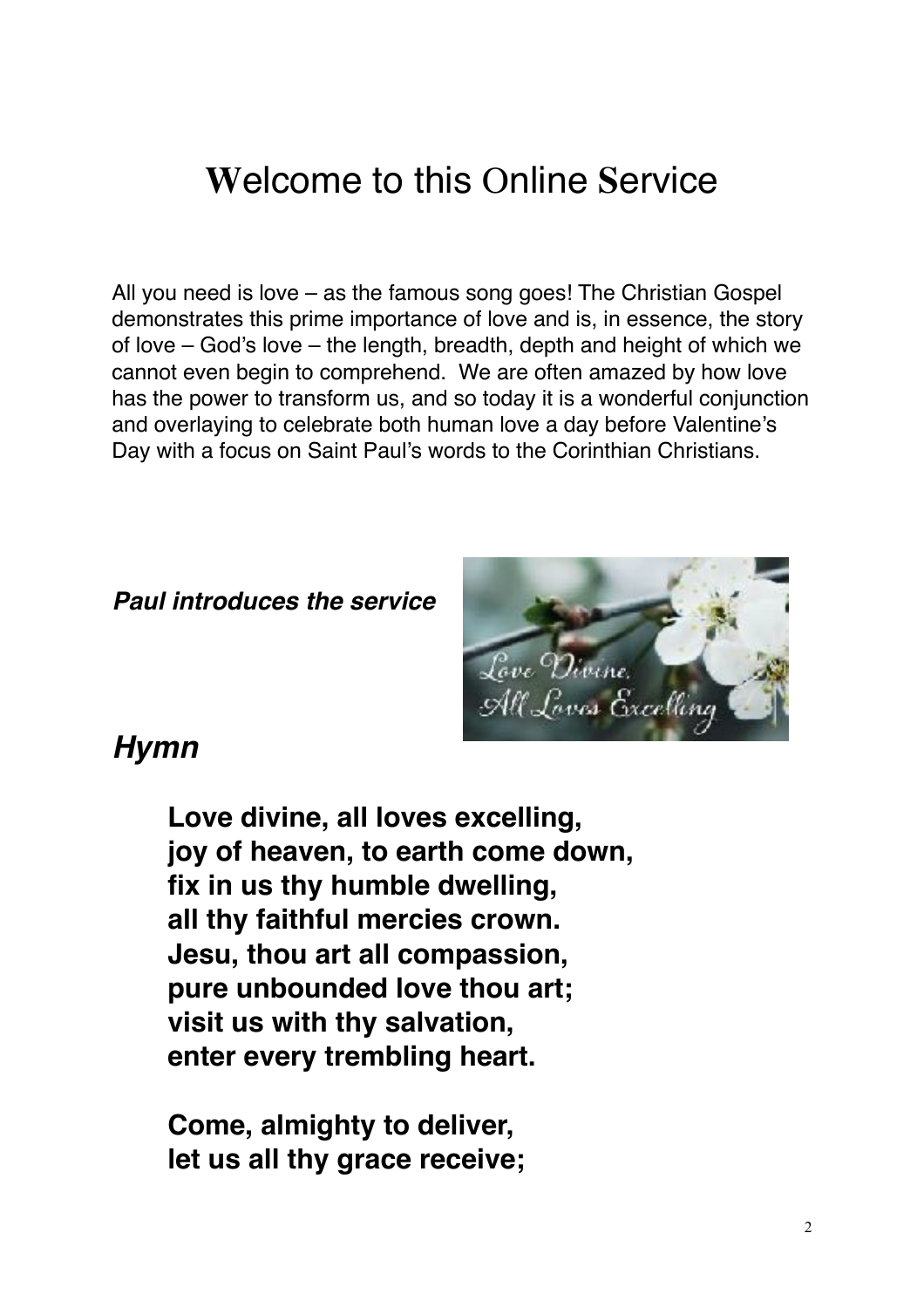# Welcome to this Online Service

All you need is love – as the famous song goes! The Christian Gospel demonstrates this prime importance of love and is, in essence, the story of love – God's love – the length, breadth, depth and height of which we cannot even begin to comprehend. We are often amazed by how love has the power to transform us, and so today it is a wonderful conjunction and overlaying to celebrate both human love a day before Valentine's Day with a focus on Saint Paul's words to the Corinthian Christians.

***Paul introduces the service***

## *Hymn*

**Love divine, all loves excelling,**
**joy of heaven, to earth come down,**
**fix in us thy humble dwelling,**
**all thy faithful mercies crown.**
**Jesu, thou art all compassion,**
**pure unbounded love thou art;**
**visit us with thy salvation,**
**enter every trembling heart.**

**Come, almighty to deliver,**
**let us all thy grace receive;**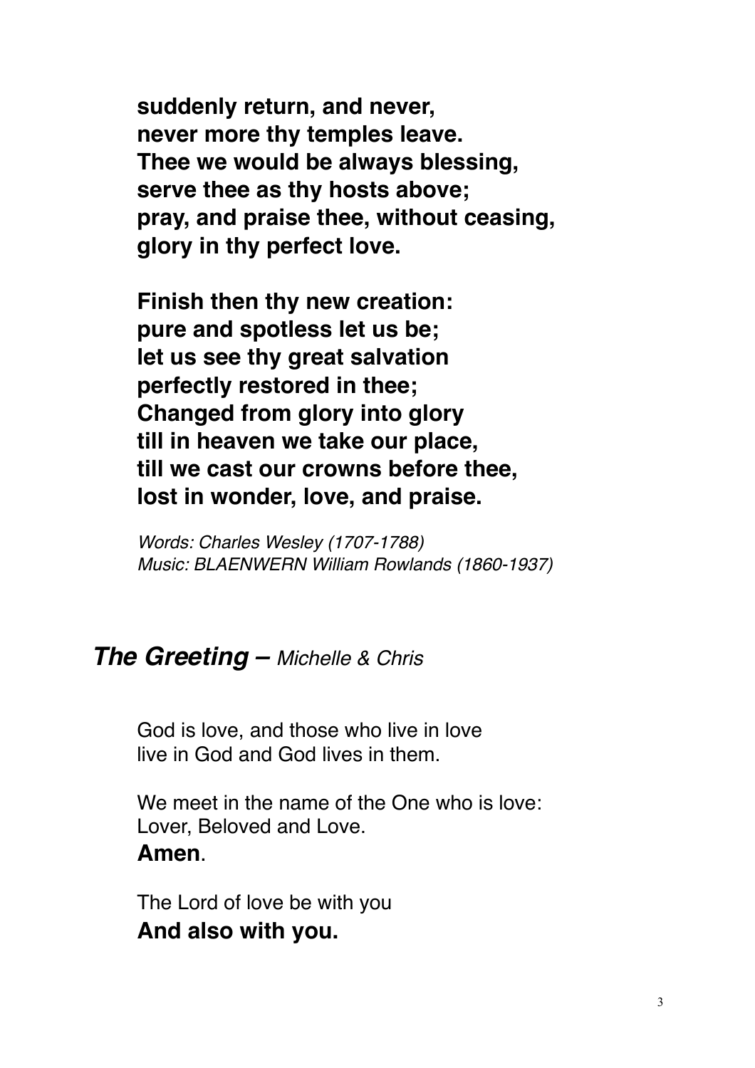**suddenly return, and never,**
**never more thy temples leave.**
**Thee we would be always blessing,**
**serve thee as thy hosts above;**
**pray, and praise thee, without ceasing,**
**glory in thy perfect love.**

**Finish then thy new creation:**
**pure and spotless let us be;**
**let us see thy great salvation**
**perfectly restored in thee;**
**Changed from glory into glory**
**till in heaven we take our place,**
**till we cast our crowns before thee,**
**lost in wonder, love, and praise.**

*Words: Charles Wesley (1707-1788)*
*Music: BLAENWERN William Rowlands (1860-1937)*

## ***The Greeting –*** *Michelle & Chris*

God is love, and those who live in love
live in God and God lives in them.

We meet in the name of the One who is love:
Lover, Beloved and Love.
**Amen**.

The Lord of love be with you
**And also with you.**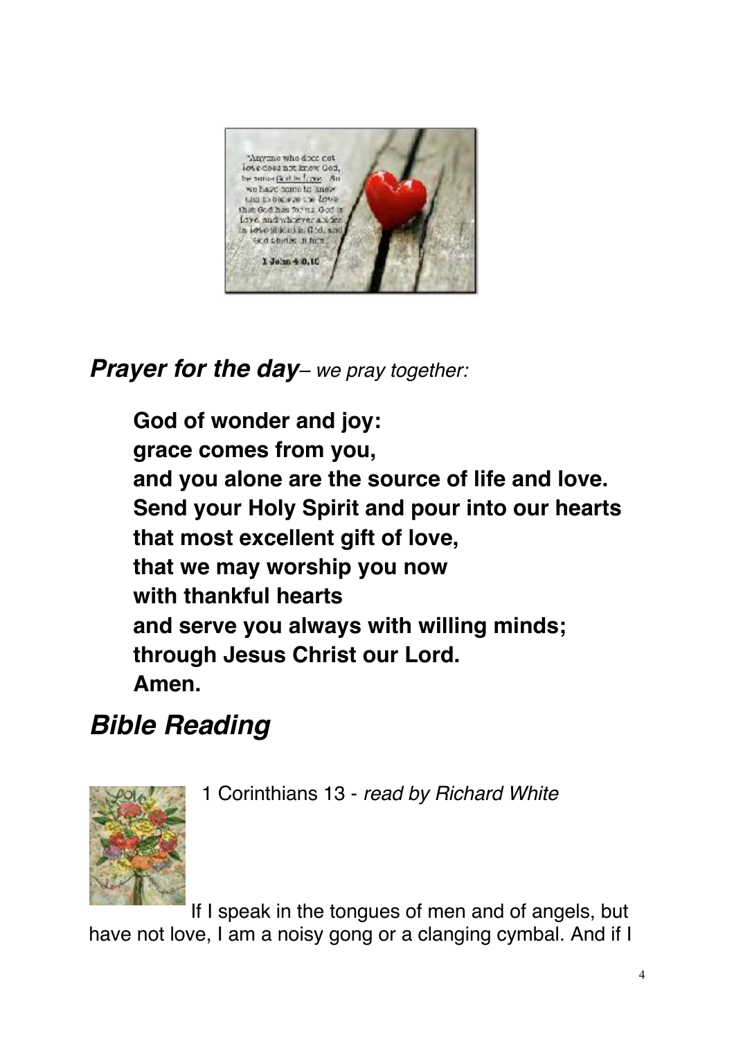***Prayer for the day***– *we pray together:*

**God of wonder and joy:**
**grace comes from you,**
**and you alone are the source of life and love.**
**Send your Holy Spirit and pour into our hearts**
**that most excellent gift of love,**
**that we may worship you now**
**with thankful hearts**
**and serve you always with willing minds;**
**through Jesus Christ our Lord.**
**Amen.**

## ***Bible Reading***

1 Corinthians 13 - *read by Richard White*

If I speak in the tongues of men and of angels, but have not love, I am a noisy gong or a clanging cymbal. And if I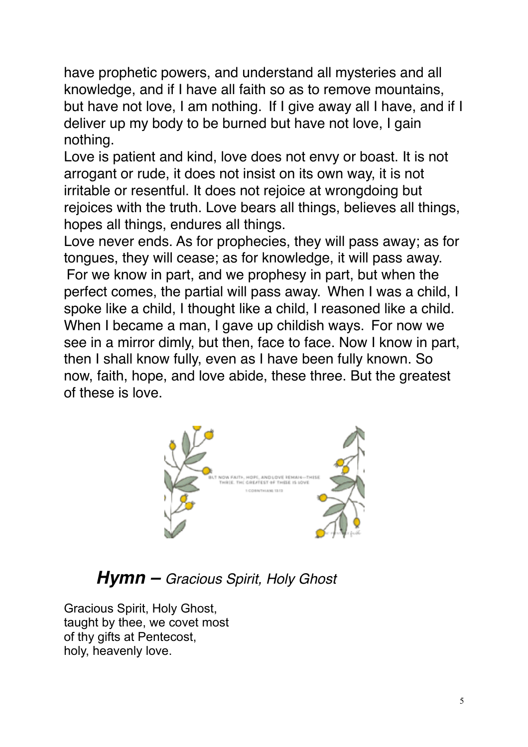have prophetic powers, and understand all mysteries and all knowledge, and if I have all faith so as to remove mountains, but have not love, I am nothing. If I give away all I have, and if I deliver up my body to be burned but have not love, I gain nothing.

Love is patient and kind, love does not envy or boast. It is not arrogant or rude, it does not insist on its own way, it is not irritable or resentful. It does not rejoice at wrongdoing but rejoices with the truth. Love bears all things, believes all things, hopes all things, endures all things.

Love never ends. As for prophecies, they will pass away; as for tongues, they will cease; as for knowledge, it will pass away. For we know in part, and we prophesy in part, but when the perfect comes, the partial will pass away. When I was a child, I spoke like a child, I thought like a child, I reasoned like a child. When I became a man, I gave up childish ways. For now we see in a mirror dimly, but then, face to face. Now I know in part, then I shall know fully, even as I have been fully known. So now, faith, hope, and love abide, these three. But the greatest of these is love.

## ***Hymn –*** *Gracious Spirit, Holy Ghost*

Gracious Spirit, Holy Ghost,
taught by thee, we covet most
of thy gifts at Pentecost,
holy, heavenly love.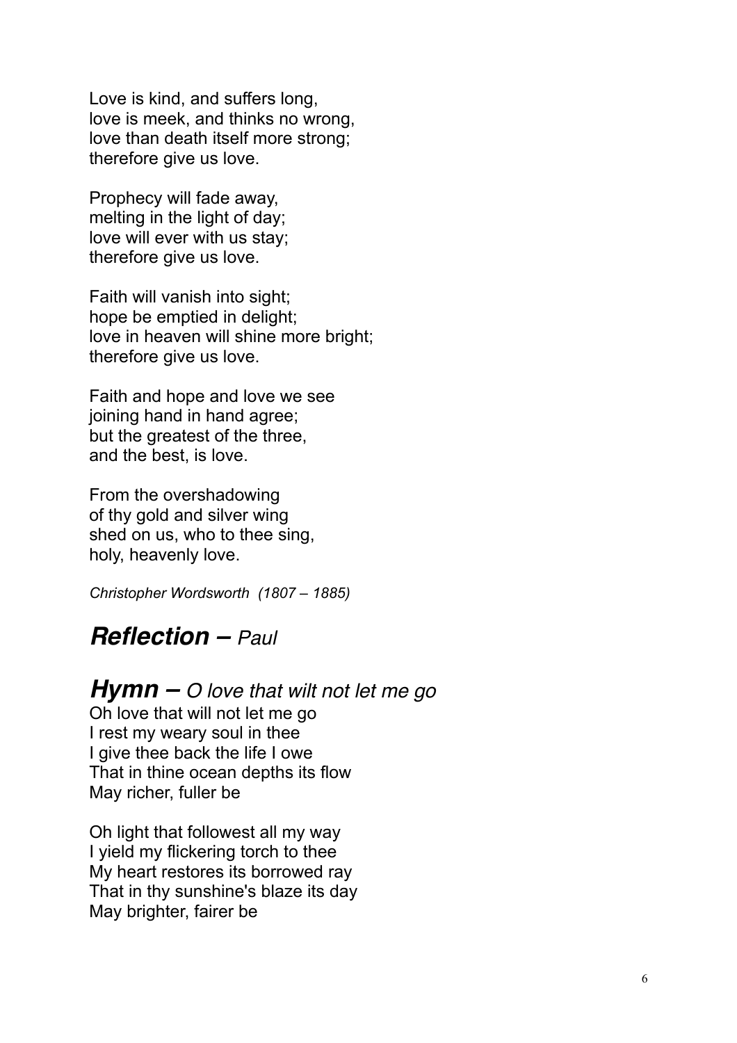Love is kind, and suffers long,
love is meek, and thinks no wrong,
love than death itself more strong;
therefore give us love.

Prophecy will fade away,
melting in the light of day;
love will ever with us stay;
therefore give us love.

Faith will vanish into sight;
hope be emptied in delight;
love in heaven will shine more bright;
therefore give us love.

Faith and hope and love we see
joining hand in hand agree;
but the greatest of the three,
and the best, is love.

From the overshadowing
of thy gold and silver wing
shed on us, who to thee sing,
holy, heavenly love.

*Christopher Wordsworth (1807 – 1885)*

## ***Reflection –*** *Paul*

## ***Hymn –*** *O love that wilt not let me go*

Oh love that will not let me go
I rest my weary soul in thee
I give thee back the life I owe
That in thine ocean depths its flow
May richer, fuller be

Oh light that followest all my way
I yield my flickering torch to thee
My heart restores its borrowed ray
That in thy sunshine's blaze its day
May brighter, fairer be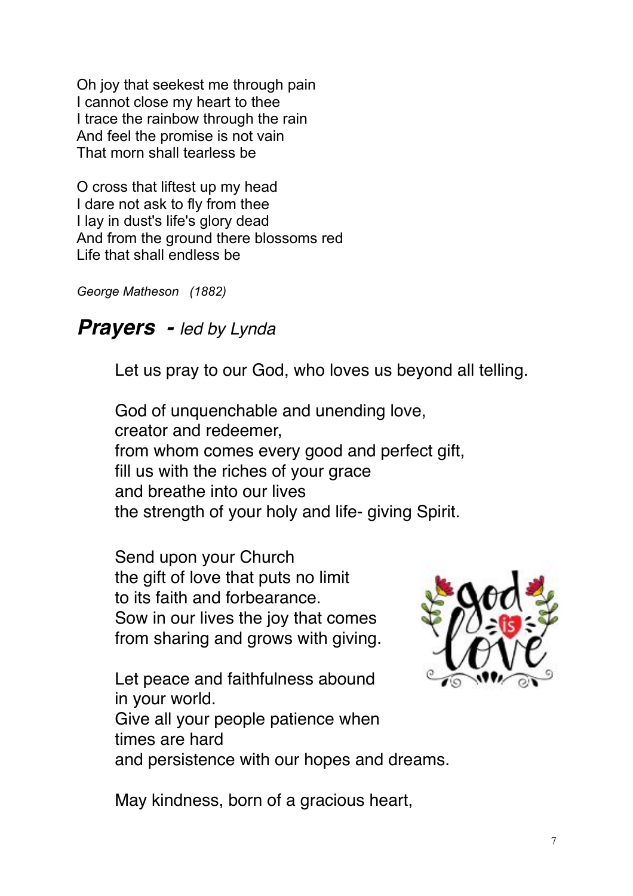Oh joy that seekest me through pain
I cannot close my heart to thee
I trace the rainbow through the rain
And feel the promise is not vain
That morn shall tearless be

O cross that liftest up my head
I dare not ask to fly from thee
I lay in dust's life's glory dead
And from the ground there blossoms red
Life that shall endless be

*George Matheson (1882)*

## ***Prayers*** - *led by Lynda*

Let us pray to our God, who loves us beyond all telling.

God of unquenchable and unending love,
creator and redeemer,
from whom comes every good and perfect gift,
fill us with the riches of your grace
and breathe into our lives
the strength of your holy and life- giving Spirit.

Send upon your Church
the gift of love that puts no limit
to its faith and forbearance.
Sow in our lives the joy that comes
from sharing and grows with giving.

Let peace and faithfulness abound
in your world.
Give all your people patience when
times are hard
and persistence with our hopes and dreams.

May kindness, born of a gracious heart,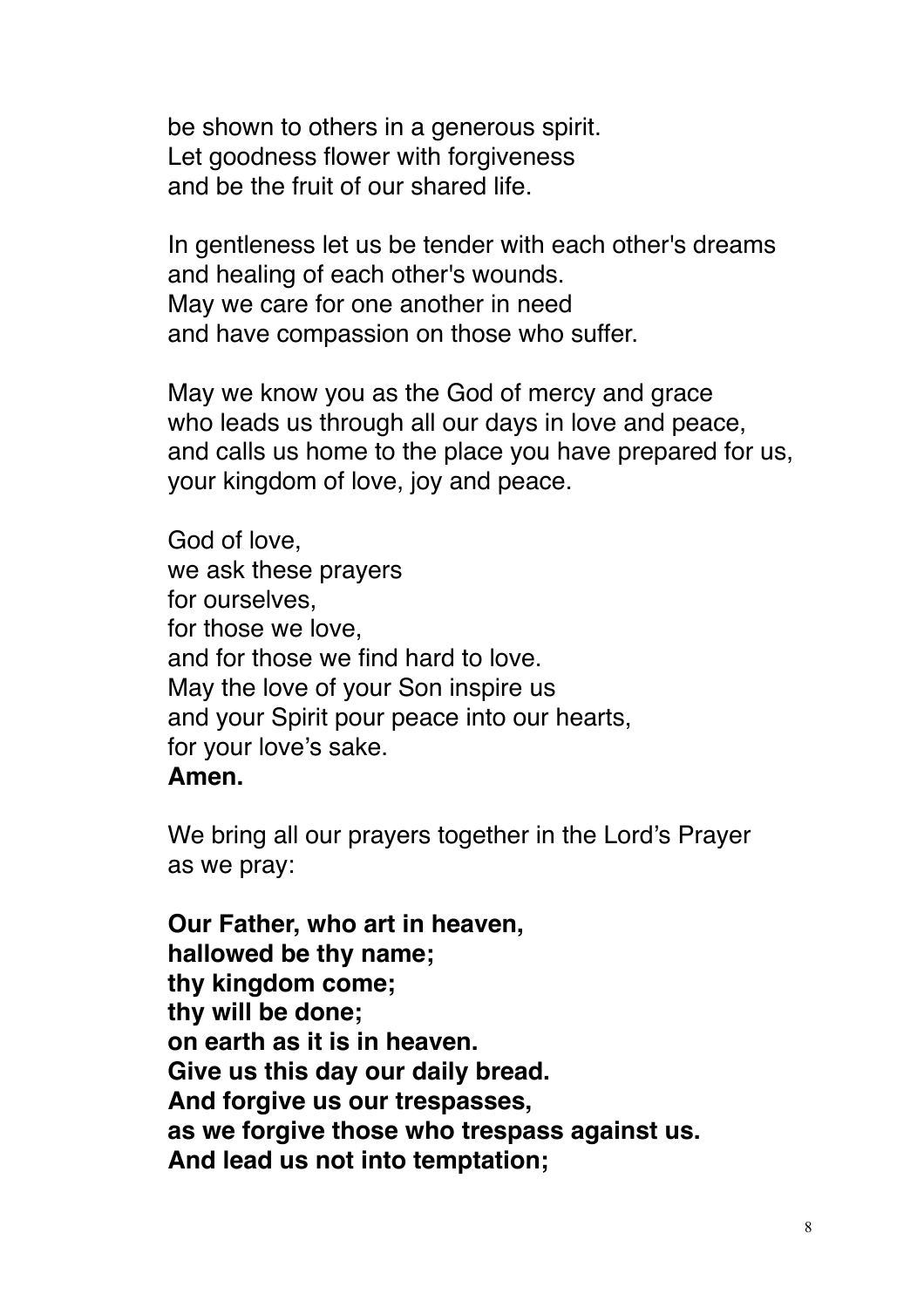be shown to others in a generous spirit.
Let goodness flower with forgiveness
and be the fruit of our shared life.

In gentleness let us be tender with each other's dreams
and healing of each other's wounds.
May we care for one another in need
and have compassion on those who suffer.

May we know you as the God of mercy and grace
who leads us through all our days in love and peace,
and calls us home to the place you have prepared for us,
your kingdom of love, joy and peace.

God of love,
we ask these prayers
for ourselves,
for those we love,
and for those we find hard to love.
May the love of your Son inspire us
and your Spirit pour peace into our hearts,
for your love's sake.
**Amen.**

We bring all our prayers together in the Lord's Prayer
as we pray:

**Our Father, who art in heaven,**
**hallowed be thy name;**
**thy kingdom come;**
**thy will be done;**
**on earth as it is in heaven.**
**Give us this day our daily bread.**
**And forgive us our trespasses,**
**as we forgive those who trespass against us.**
**And lead us not into temptation;**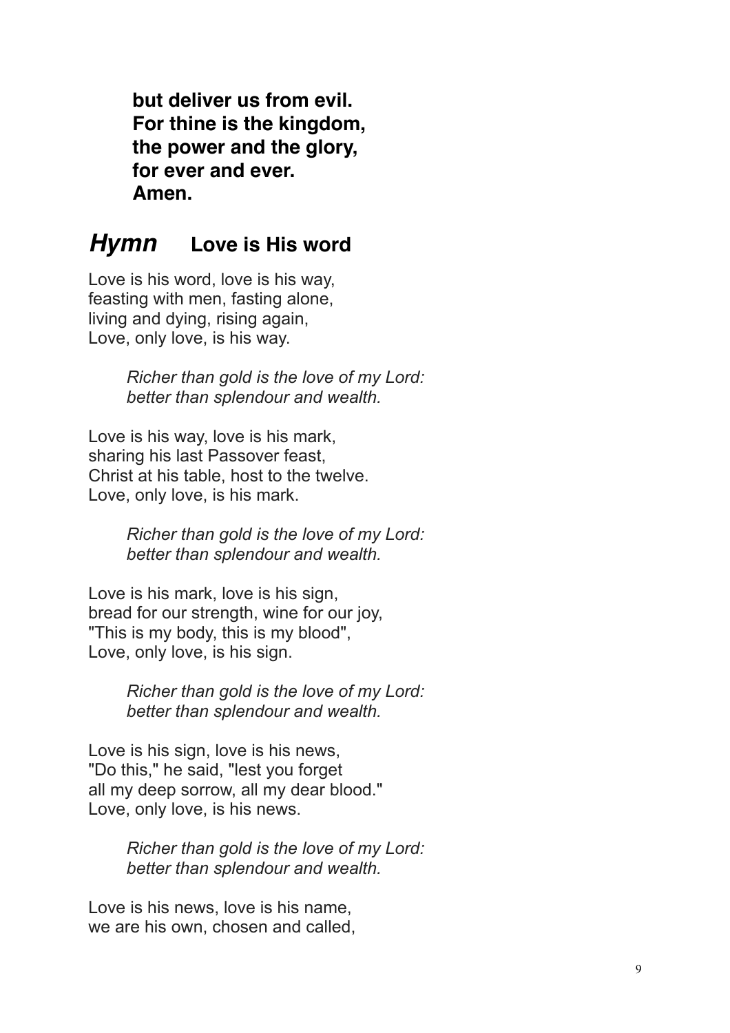**but deliver us from evil.**
**For thine is the kingdom,**
**the power and the glory,**
**for ever and ever.**
**Amen.**

## ***Hymn*** **Love is His word**

Love is his word, love is his way,
feasting with men, fasting alone,
living and dying, rising again,
Love, only love, is his way.

> *Richer than gold is the love of my Lord:*
> *better than splendour and wealth.*

Love is his way, love is his mark,
sharing his last Passover feast,
Christ at his table, host to the twelve.
Love, only love, is his mark.

> *Richer than gold is the love of my Lord:*
> *better than splendour and wealth.*

Love is his mark, love is his sign,
bread for our strength, wine for our joy,
"This is my body, this is my blood",
Love, only love, is his sign.

> *Richer than gold is the love of my Lord:*
> *better than splendour and wealth.*

Love is his sign, love is his news,
"Do this," he said, "lest you forget
all my deep sorrow, all my dear blood."
Love, only love, is his news.

> *Richer than gold is the love of my Lord:*
> *better than splendour and wealth.*

Love is his news, love is his name,
we are his own, chosen and called,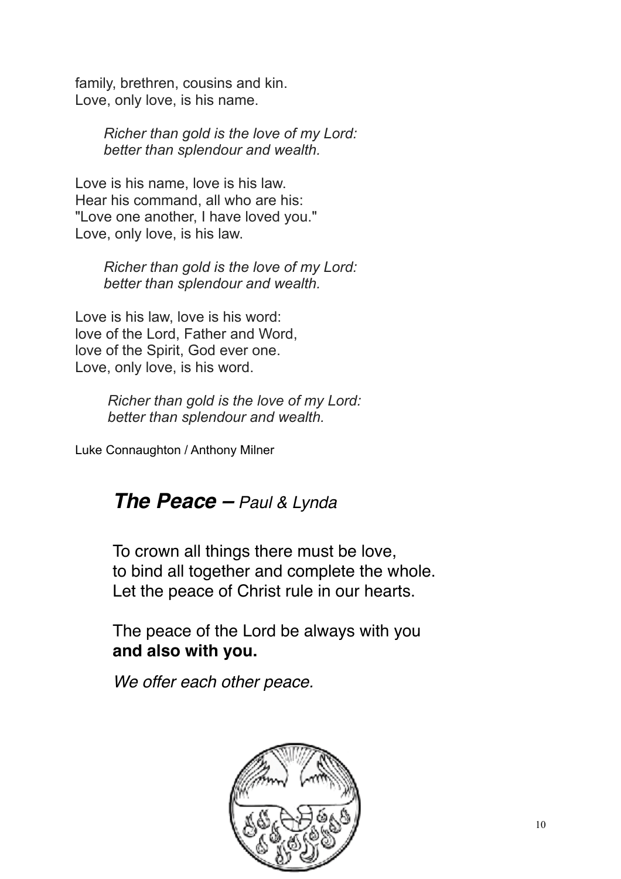family, brethren, cousins and kin.
Love, only love, is his name.

*Richer than gold is the love of my Lord:*
*better than splendour and wealth.*

Love is his name, love is his law.
Hear his command, all who are his:
"Love one another, I have loved you."
Love, only love, is his law.

*Richer than gold is the love of my Lord:*
*better than splendour and wealth.*

Love is his law, love is his word:
love of the Lord, Father and Word,
love of the Spirit, God ever one.
Love, only love, is his word.

*Richer than gold is the love of my Lord:*
*better than splendour and wealth.*

Luke Connaughton / Anthony Milner

## ***The Peace –*** *Paul & Lynda*

To crown all things there must be love,
to bind all together and complete the whole.
Let the peace of Christ rule in our hearts.

The peace of the Lord be always with you
**and also with you.**

*We offer each other peace.*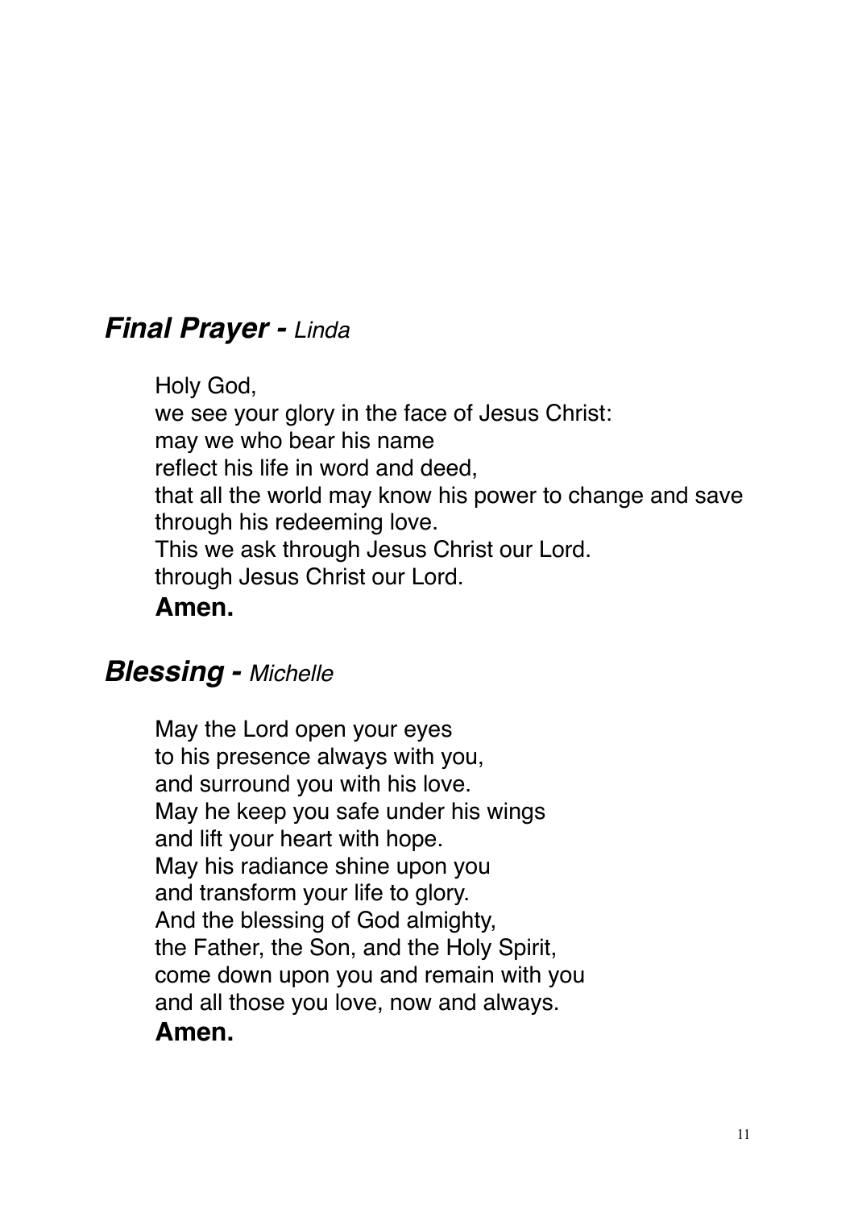## ***Final Prayer -*** *Linda*

Holy God,  
we see your glory in the face of Jesus Christ:  
may we who bear his name  
reflect his life in word and deed,  
that all the world may know his power to change and save  
through his redeeming love.  
This we ask through Jesus Christ our Lord.  
through Jesus Christ our Lord.  
**Amen.**

## ***Blessing -*** *Michelle*

May the Lord open your eyes  
to his presence always with you,  
and surround you with his love.  
May he keep you safe under his wings  
and lift your heart with hope.  
May his radiance shine upon you  
and transform your life to glory.  
And the blessing of God almighty,  
the Father, the Son, and the Holy Spirit,  
come down upon you and remain with you  
and all those you love, now and always.  
**Amen.**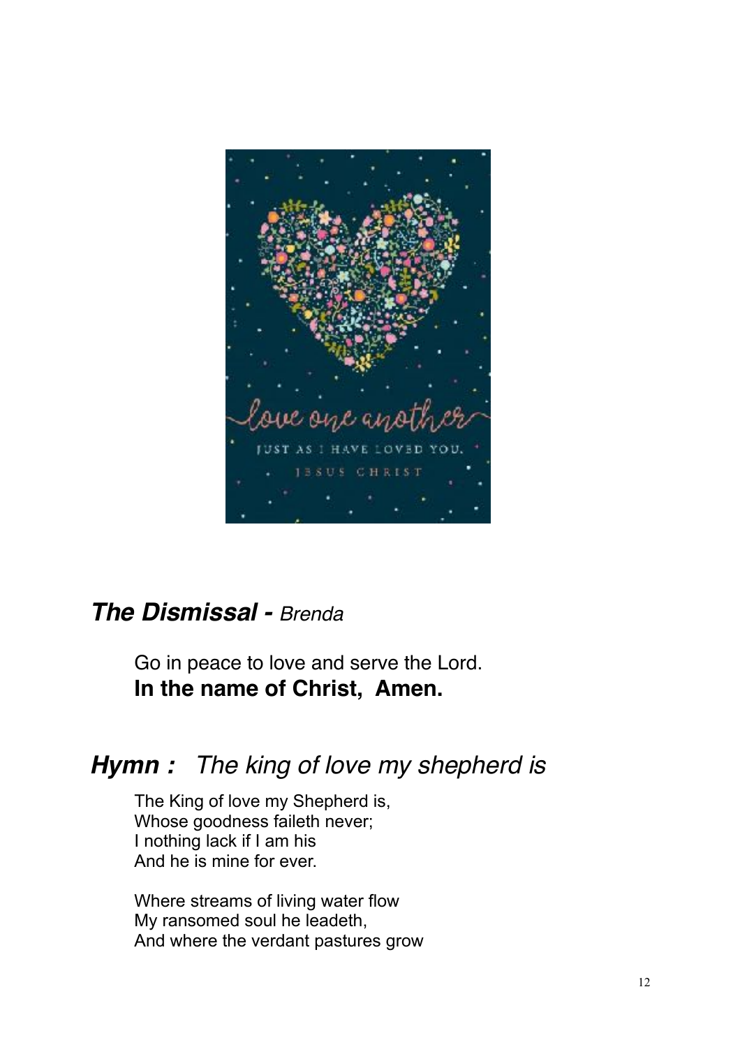## ***The Dismissal -*** *Brenda*

Go in peace to love and serve the Lord.
**In the name of Christ, Amen.**

## ***Hymn :*** *The king of love my shepherd is*

The King of love my Shepherd is,
Whose goodness faileth never;
I nothing lack if I am his
And he is mine for ever.

Where streams of living water flow
My ransomed soul he leadeth,
And where the verdant pastures grow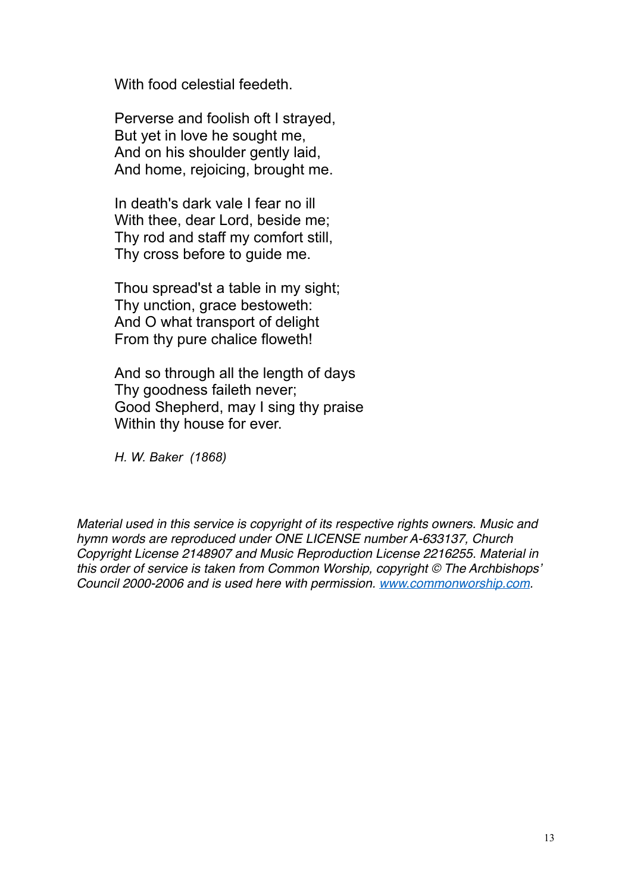With food celestial feedeth.

Perverse and foolish oft I strayed,  
But yet in love he sought me,  
And on his shoulder gently laid,  
And home, rejoicing, brought me.

In death's dark vale I fear no ill  
With thee, dear Lord, beside me;  
Thy rod and staff my comfort still,  
Thy cross before to guide me.

Thou spread'st a table in my sight;  
Thy unction, grace bestoweth:  
And O what transport of delight  
From thy pure chalice floweth!

And so through all the length of days  
Thy goodness faileth never;  
Good Shepherd, may I sing thy praise  
Within thy house for ever.

*H. W. Baker (1868)*

*Material used in this service is copyright of its respective rights owners. Music and hymn words are reproduced under ONE LICENSE number A-633137, Church Copyright License 2148907 and Music Reproduction License 2216255. Material in this order of service is taken from Common Worship, copyright © The Archbishops' Council 2000-2006 and is used here with permission. [www.commonworship.com](http://www.commonworship.com).*